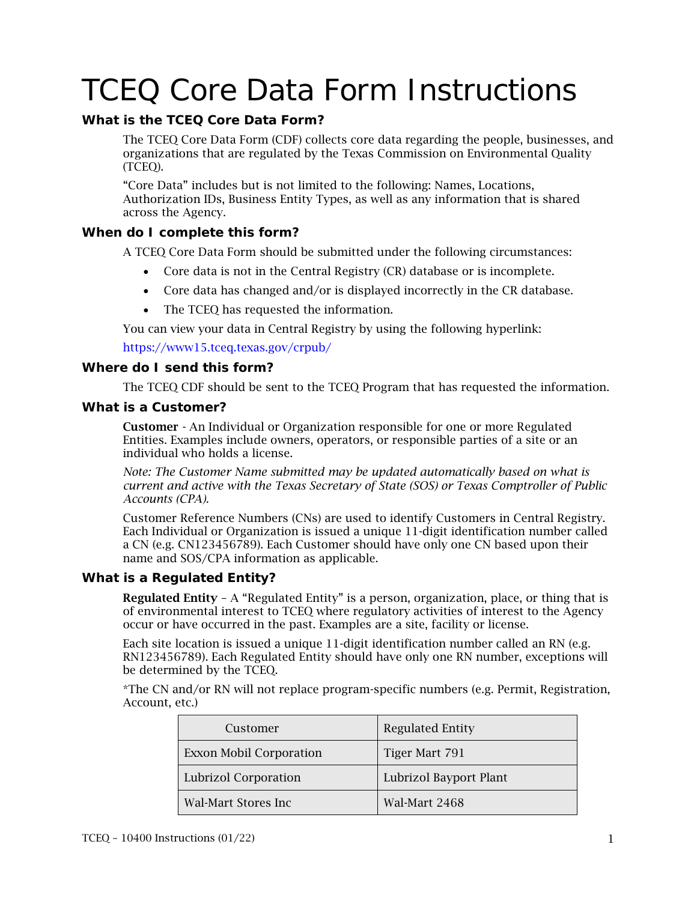# TCEQ Core Data Form Instructions

## What is the TCEQ Core Data Form?

The TCEQ Core Data Form (CDF) collects core data regarding the people, businesses, and organizations that are regulated by the Texas Commission on Environmental Quality (TCEQ).

“Core Data” includes but is not limited to the following: Names, Locations, Authorization IDs, Business Entity Types, as well as any information that is shared across the Agency.

## When do I complete this form?

A TCEQ Core Data Form should be submitted under the following circumstances:

- Core data is not in the Central Registry (CR) database or is incomplete.
- Core data has changed and/or is displayed incorrectly in the CR database.
- The TCEQ has requested the information.

You can view your data in Central Registry by using the following hyperlink:

https://www15.tceq.texas.gov/crpub/

## Where do I send this form?

The TCEQ CDF should be sent to the TCEQ Program that has requested the information.

## What is a Customer?

**Customer** - An Individual or Organization responsible for one or more Regulated Entities. Examples include owners, operators, or responsible parties of a site or an individual who holds a license.

*Note: The Customer Name submitted may be updated automatically based on what is current and active with the Texas Secretary of State (SOS) or Texas Comptroller of Public Accounts (CPA).*

Customer Reference Numbers (CNs) are used to identify Customers in Central Registry. Each Individual or Organization is issued a unique 11-digit identification number called a CN (e.g. CN123456789). Each Customer should have only one CN based upon their name and SOS/CPA information as applicable.

## What is a Regulated Entity?

**Regulated Entity** – A “Regulated Entity” is a person, organization, place, or thing that is of environmental interest to TCEQ where regulatory activities of interest to the Agency occur or have occurred in the past. Examples are a site, facility or license.

Each site location is issued a unique 11-digit identification number called an RN (e.g. RN123456789). Each Regulated Entity should have only one RN number, exceptions will be determined by the TCEQ.

*The CN and/or RN will not replace program-specific numbers (e.g. Permit, Registration, Account, etc.)

| Customer | Regulated Entity |
|---|---|
| Exxon Mobil Corporation | Tiger Mart 791 |
| Lubrizol Corporation | Lubrizol Bayport Plant |
| Wal-Mart Stores Inc | Wal-Mart 2468 |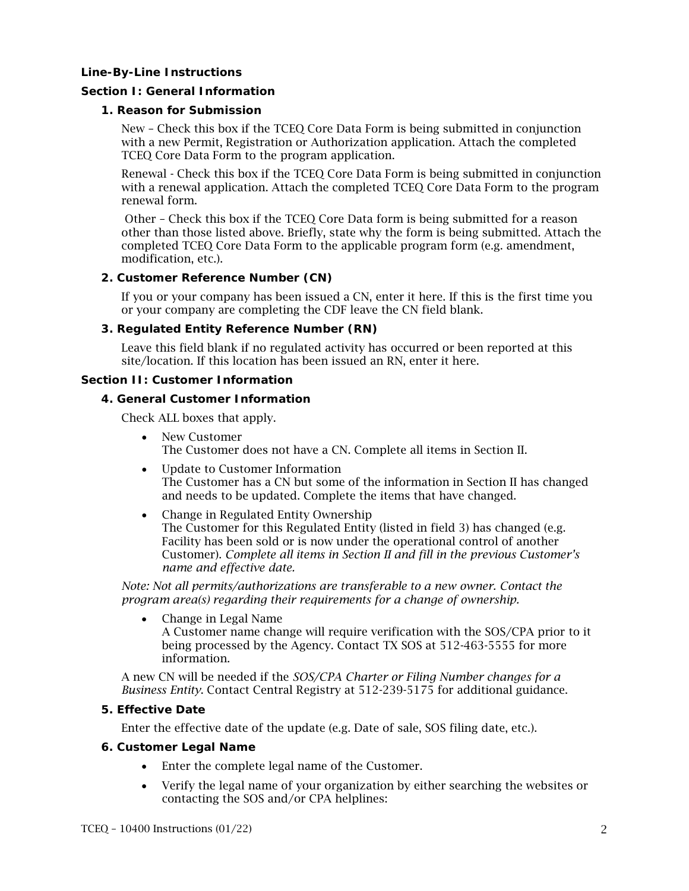## Line-By-Line Instructions

### Section I: General Information

#### 1. Reason for Submission

New – Check this box if the TCEQ Core Data Form is being submitted in conjunction with a new Permit, Registration or Authorization application. Attach the completed TCEQ Core Data Form to the program application.

Renewal - Check this box if the TCEQ Core Data Form is being submitted in conjunction with a renewal application. Attach the completed TCEQ Core Data Form to the program renewal form.

Other – Check this box if the TCEQ Core Data form is being submitted for a reason other than those listed above. Briefly, state why the form is being submitted. Attach the completed TCEQ Core Data Form to the applicable program form (e.g. amendment, modification, etc.).

#### 2. Customer Reference Number (CN)

If you or your company has been issued a CN, enter it here. If this is the first time you or your company are completing the CDF leave the CN field blank.

#### 3. Regulated Entity Reference Number (RN)

Leave this field blank if no regulated activity has occurred or been reported at this site/location. If this location has been issued an RN, enter it here.

### Section II: Customer Information

#### 4. General Customer Information

Check ALL boxes that apply.

- New Customer
  The Customer does not have a CN. Complete all items in Section II.
- Update to Customer Information
  The Customer has a CN but some of the information in Section II has changed and needs to be updated. Complete the items that have changed.
- Change in Regulated Entity Ownership
  The Customer for this Regulated Entity (listed in field 3) has changed (e.g. Facility has been sold or is now under the operational control of another Customer). *Complete all items in Section II and fill in the previous Customer's name and effective date.*

*Note: Not all permits/authorizations are transferable to a new owner. Contact the program area(s) regarding their requirements for a change of ownership.*

- Change in Legal Name
  A Customer name change will require verification with the SOS/CPA prior to it being processed by the Agency. Contact TX SOS at 512-463-5555 for more information.

A new CN will be needed if the *SOS/CPA Charter or Filing Number changes for a Business Entity*. Contact Central Registry at 512-239-5175 for additional guidance.

#### 5. Effective Date

Enter the effective date of the update (e.g. Date of sale, SOS filing date, etc.).

#### 6. Customer Legal Name

- Enter the complete legal name of the Customer.
- Verify the legal name of your organization by either searching the websites or contacting the SOS and/or CPA helplines: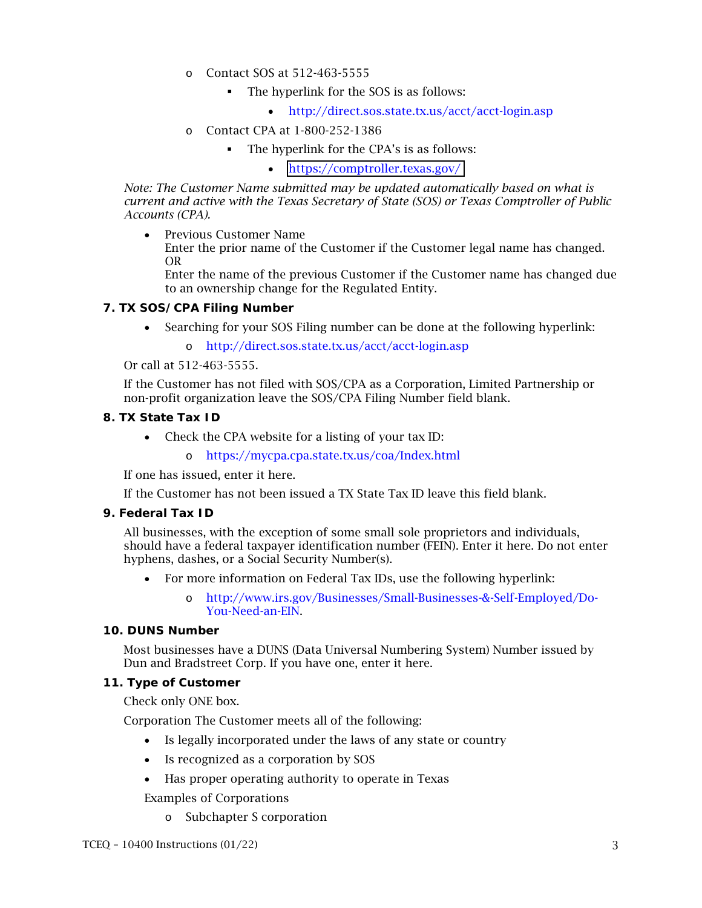- Contact SOS at 512-463-5555
  - The hyperlink for the SOS is as follows:
    - http://direct.sos.state.tx.us/acct/acct-login.asp
- Contact CPA at 1-800-252-1386
  - The hyperlink for the CPA's is as follows:
    - https://comptroller.texas.gov/

*Note: The Customer Name submitted may be updated automatically based on what is current and active with the Texas Secretary of State (SOS) or Texas Comptroller of Public Accounts (CPA).*

- Previous Customer Name
  Enter the prior name of the Customer if the Customer legal name has changed.
  OR
  Enter the name of the previous Customer if the Customer name has changed due to an ownership change for the Regulated Entity.

### 7. TX SOS/CPA Filing Number

- Searching for your SOS Filing number can be done at the following hyperlink:
  - http://direct.sos.state.tx.us/acct/acct-login.asp

Or call at 512-463-5555.

If the Customer has not filed with SOS/CPA as a Corporation, Limited Partnership or non-profit organization leave the SOS/CPA Filing Number field blank.

### 8. TX State Tax ID

- Check the CPA website for a listing of your tax ID:
  - https://mycpa.cpa.state.tx.us/coa/Index.html

If one has issued, enter it here.

If the Customer has not been issued a TX State Tax ID leave this field blank.

### 9. Federal Tax ID

All businesses, with the exception of some small sole proprietors and individuals, should have a federal taxpayer identification number (FEIN). Enter it here. Do not enter hyphens, dashes, or a Social Security Number(s).

- For more information on Federal Tax IDs, use the following hyperlink:
  - http://www.irs.gov/Businesses/Small-Businesses-&-Self-Employed/Do-You-Need-an-EIN.

### 10. DUNS Number

Most businesses have a DUNS (Data Universal Numbering System) Number issued by Dun and Bradstreet Corp. If you have one, enter it here.

### 11. Type of Customer

Check only ONE box.

Corporation The Customer meets all of the following:

- Is legally incorporated under the laws of any state or country
- Is recognized as a corporation by SOS
- Has proper operating authority to operate in Texas

Examples of Corporations

- Subchapter S corporation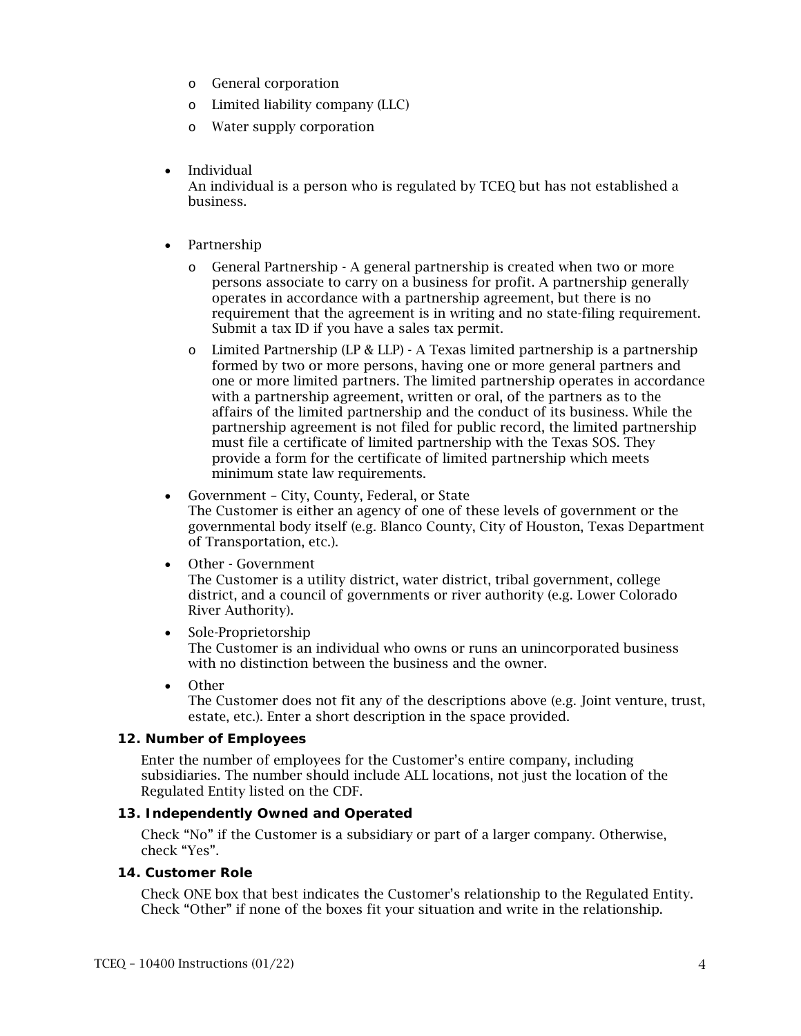- General corporation
    - Limited liability company (LLC)
    - Water supply corporation

- Individual
  An individual is a person who is regulated by TCEQ but has not established a business.

- Partnership
    - General Partnership - A general partnership is created when two or more persons associate to carry on a business for profit. A partnership generally operates in accordance with a partnership agreement, but there is no requirement that the agreement is in writing and no state-filing requirement. Submit a tax ID if you have a sales tax permit.
    - Limited Partnership (LP & LLP) - A Texas limited partnership is a partnership formed by two or more persons, having one or more general partners and one or more limited partners. The limited partnership operates in accordance with a partnership agreement, written or oral, of the partners as to the affairs of the limited partnership and the conduct of its business. While the partnership agreement is not filed for public record, the limited partnership must file a certificate of limited partnership with the Texas SOS. They provide a form for the certificate of limited partnership which meets minimum state law requirements.

- Government – City, County, Federal, or State
  The Customer is either an agency of one of these levels of government or the governmental body itself (e.g. Blanco County, City of Houston, Texas Department of Transportation, etc.).

- Other - Government
  The Customer is a utility district, water district, tribal government, college district, and a council of governments or river authority (e.g. Lower Colorado River Authority).

- Sole-Proprietorship
  The Customer is an individual who owns or runs an unincorporated business with no distinction between the business and the owner.

- Other
  The Customer does not fit any of the descriptions above (e.g. Joint venture, trust, estate, etc.). Enter a short description in the space provided.

### 12. Number of Employees

Enter the number of employees for the Customer's entire company, including subsidiaries. The number should include ALL locations, not just the location of the Regulated Entity listed on the CDF.

### 13. Independently Owned and Operated

Check "No" if the Customer is a subsidiary or part of a larger company. Otherwise, check "Yes".

### 14. Customer Role

Check ONE box that best indicates the Customer's relationship to the Regulated Entity. Check "Other" if none of the boxes fit your situation and write in the relationship.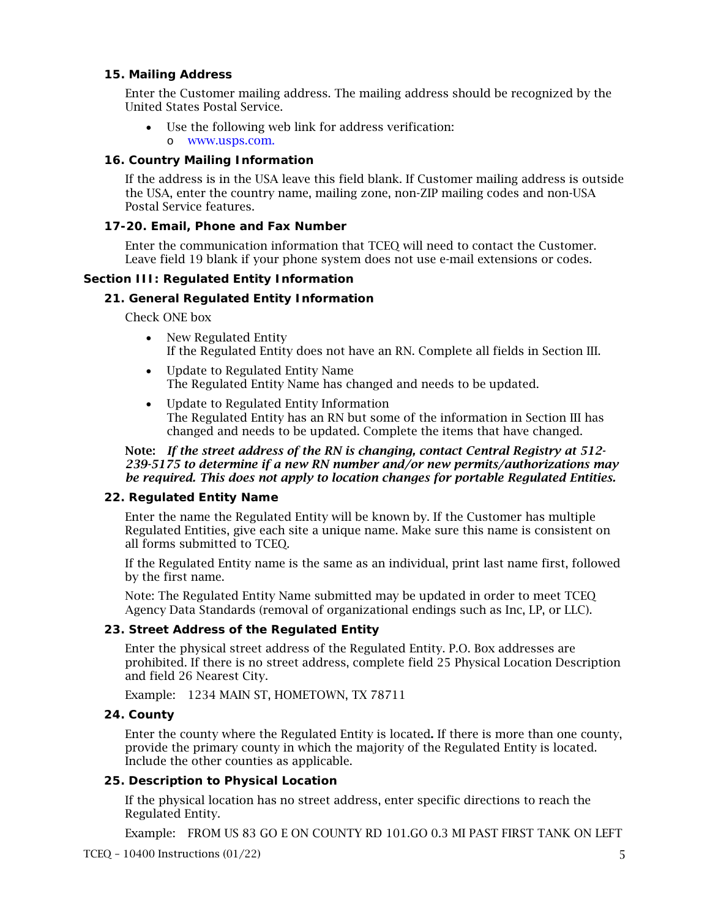### 15. Mailing Address

Enter the Customer mailing address. The mailing address should be recognized by the United States Postal Service.

- Use the following web link for address verification:
  - www.usps.com.

### 16. Country Mailing Information

If the address is in the USA leave this field blank. If Customer mailing address is outside the USA, enter the country name, mailing zone, non-ZIP mailing codes and non-USA Postal Service features.

### 17-20. Email, Phone and Fax Number

Enter the communication information that TCEQ will need to contact the Customer. Leave field 19 blank if your phone system does not use e-mail extensions or codes.

## Section III: Regulated Entity Information

### 21. General Regulated Entity Information

Check ONE box

- New Regulated Entity
  If the Regulated Entity does not have an RN. Complete all fields in Section III.
- Update to Regulated Entity Name
  The Regulated Entity Name has changed and needs to be updated.
- Update to Regulated Entity Information
  The Regulated Entity has an RN but some of the information in Section III has changed and needs to be updated. Complete the items that have changed.

**Note:** ***If the street address of the RN is changing, contact Central Registry at 512-239-5175 to determine if a new RN number and/or new permits/authorizations may be required. This does not apply to location changes for portable Regulated Entities.***

### 22. Regulated Entity Name

Enter the name the Regulated Entity will be known by. If the Customer has multiple Regulated Entities, give each site a unique name. Make sure this name is consistent on all forms submitted to TCEQ.

If the Regulated Entity name is the same as an individual, print last name first, followed by the first name.

Note: The Regulated Entity Name submitted may be updated in order to meet TCEQ Agency Data Standards (removal of organizational endings such as Inc, LP, or LLC).

### 23. Street Address of the Regulated Entity

Enter the physical street address of the Regulated Entity. P.O. Box addresses are prohibited. If there is no street address, complete field 25 Physical Location Description and field 26 Nearest City.

Example: 1234 MAIN ST, HOMETOWN, TX 78711

### 24. County

Enter the county where the Regulated Entity is located**.** If there is more than one county, provide the primary county in which the majority of the Regulated Entity is located. Include the other counties as applicable.

### 25. Description to Physical Location

If the physical location has no street address, enter specific directions to reach the Regulated Entity.

Example: FROM US 83 GO E ON COUNTY RD 101.GO 0.3 MI PAST FIRST TANK ON LEFT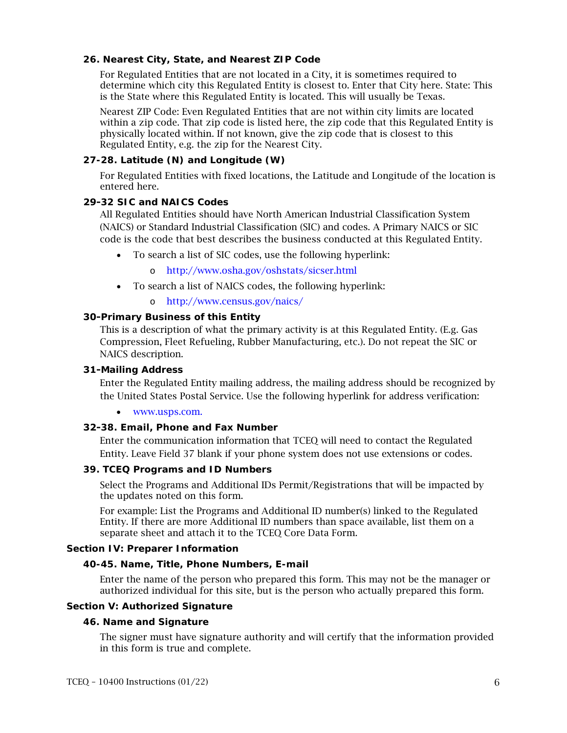### 26. Nearest City, State, and Nearest ZIP Code

For Regulated Entities that are not located in a City, it is sometimes required to determine which city this Regulated Entity is closest to. Enter that City here. State: This is the State where this Regulated Entity is located. This will usually be Texas.

Nearest ZIP Code: Even Regulated Entities that are not within city limits are located within a zip code. That zip code is listed here, the zip code that this Regulated Entity is physically located within. If not known, give the zip code that is closest to this Regulated Entity, e.g. the zip for the Nearest City.

### 27-28. Latitude (N) and Longitude (W)

For Regulated Entities with fixed locations, the Latitude and Longitude of the location is entered here.

### 29-32 SIC and NAICS Codes

All Regulated Entities should have North American Industrial Classification System (NAICS) or Standard Industrial Classification (SIC) and codes. A Primary NAICS or SIC code is the code that best describes the business conducted at this Regulated Entity.

- To search a list of SIC codes, use the following hyperlink:
  - http://www.osha.gov/oshstats/sicser.html
- To search a list of NAICS codes, the following hyperlink:
  - http://www.census.gov/naics/

### 30-Primary Business of this Entity

This is a description of what the primary activity is at this Regulated Entity. (E.g. Gas Compression, Fleet Refueling, Rubber Manufacturing, etc.). Do not repeat the SIC or NAICS description.

### 31-Mailing Address

Enter the Regulated Entity mailing address, the mailing address should be recognized by the United States Postal Service. Use the following hyperlink for address verification:

- www.usps.com.

### 32-38. Email, Phone and Fax Number

Enter the communication information that TCEQ will need to contact the Regulated Entity. Leave Field 37 blank if your phone system does not use extensions or codes.

### 39. TCEQ Programs and ID Numbers

Select the Programs and Additional IDs Permit/Registrations that will be impacted by the updates noted on this form.

For example: List the Programs and Additional ID number(s) linked to the Regulated Entity. If there are more Additional ID numbers than space available, list them on a separate sheet and attach it to the TCEQ Core Data Form.

## Section IV: Preparer Information

### 40-45. Name, Title, Phone Numbers, E-mail

Enter the name of the person who prepared this form. This may not be the manager or authorized individual for this site, but is the person who actually prepared this form.

## Section V: Authorized Signature

### 46. Name and Signature

The signer must have signature authority and will certify that the information provided in this form is true and complete.

TCEQ – 10400 Instructions (01/22)